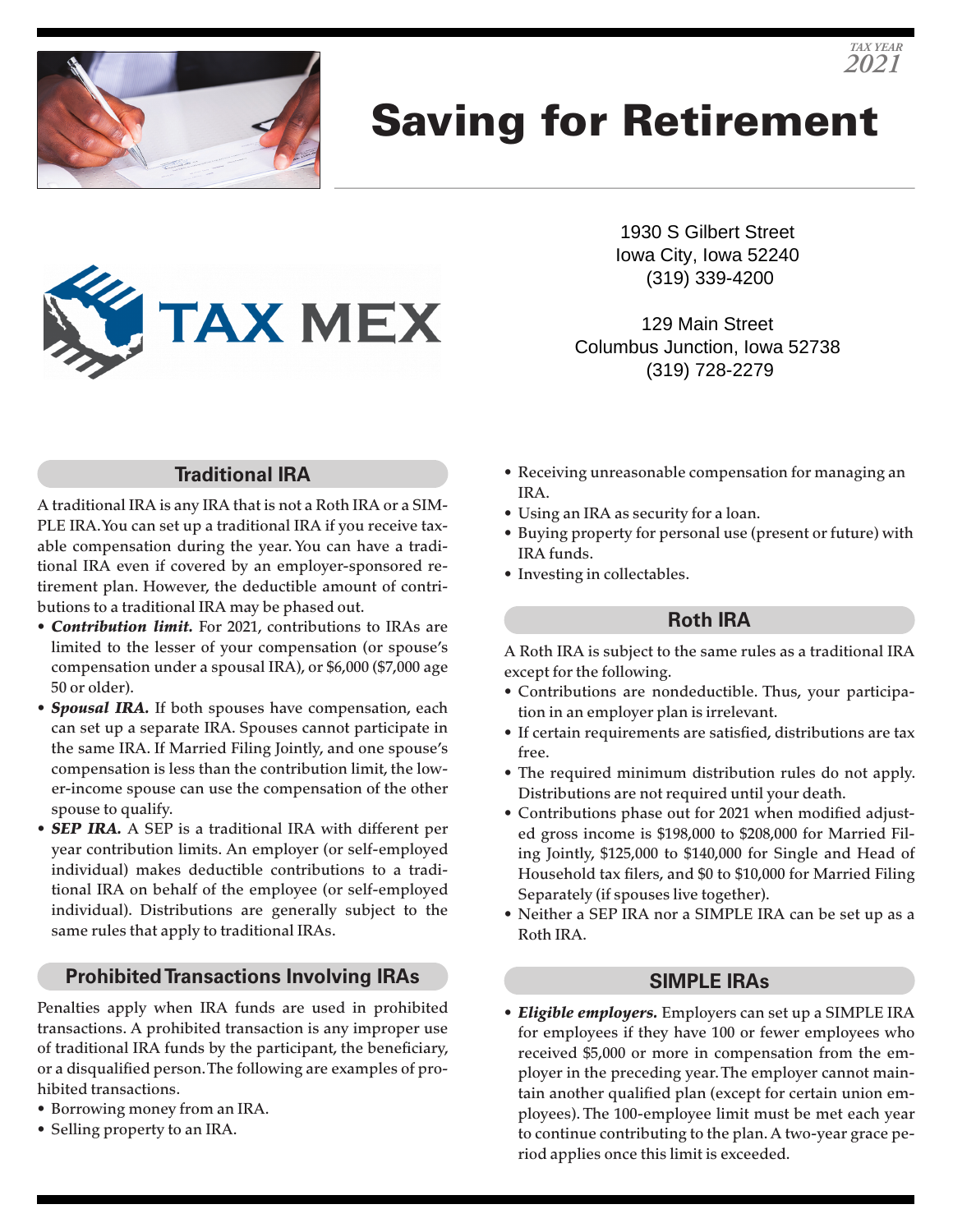TAX YEAR
2021

# Saving for Retirement

TAX MEX

1930 S Gilbert Street
Iowa City, Iowa 52240
(319) 339-4200

129 Main Street
Columbus Junction, Iowa 52738
(319) 728-2279

## Traditional IRA

A traditional IRA is any IRA that is not a Roth IRA or a SIMPLE IRA. You can set up a traditional IRA if you receive taxable compensation during the year. You can have a traditional IRA even if covered by an employer-sponsored retirement plan. However, the deductible amount of contributions to a traditional IRA may be phased out.

- ***Contribution limit.*** For 2021, contributions to IRAs are limited to the lesser of your compensation (or spouse's compensation under a spousal IRA), or $6,000 ($7,000 age 50 or older).
- ***Spousal IRA.*** If both spouses have compensation, each can set up a separate IRA. Spouses cannot participate in the same IRA. If Married Filing Jointly, and one spouse's compensation is less than the contribution limit, the lower-income spouse can use the compensation of the other spouse to qualify.
- ***SEP IRA.*** A SEP is a traditional IRA with different per year contribution limits. An employer (or self-employed individual) makes deductible contributions to a traditional IRA on behalf of the employee (or self-employed individual). Distributions are generally subject to the same rules that apply to traditional IRAs.

## Prohibited Transactions Involving IRAs

Penalties apply when IRA funds are used in prohibited transactions. A prohibited transaction is any improper use of traditional IRA funds by the participant, the beneficiary, or a disqualified person. The following are examples of prohibited transactions.

- Borrowing money from an IRA.
- Selling property to an IRA.
- Receiving unreasonable compensation for managing an IRA.
- Using an IRA as security for a loan.
- Buying property for personal use (present or future) with IRA funds.
- Investing in collectables.

## Roth IRA

A Roth IRA is subject to the same rules as a traditional IRA except for the following.

- Contributions are nondeductible. Thus, your participation in an employer plan is irrelevant.
- If certain requirements are satisfied, distributions are tax free.
- The required minimum distribution rules do not apply. Distributions are not required until your death.
- Contributions phase out for 2021 when modified adjusted gross income is $198,000 to $208,000 for Married Filing Jointly, $125,000 to $140,000 for Single and Head of Household tax filers, and $0 to $10,000 for Married Filing Separately (if spouses live together).
- Neither a SEP IRA nor a SIMPLE IRA can be set up as a Roth IRA.

## SIMPLE IRAs

- ***Eligible employers.*** Employers can set up a SIMPLE IRA for employees if they have 100 or fewer employees who received $5,000 or more in compensation from the employer in the preceding year. The employer cannot maintain another qualified plan (except for certain union employees). The 100-employee limit must be met each year to continue contributing to the plan. A two-year grace period applies once this limit is exceeded.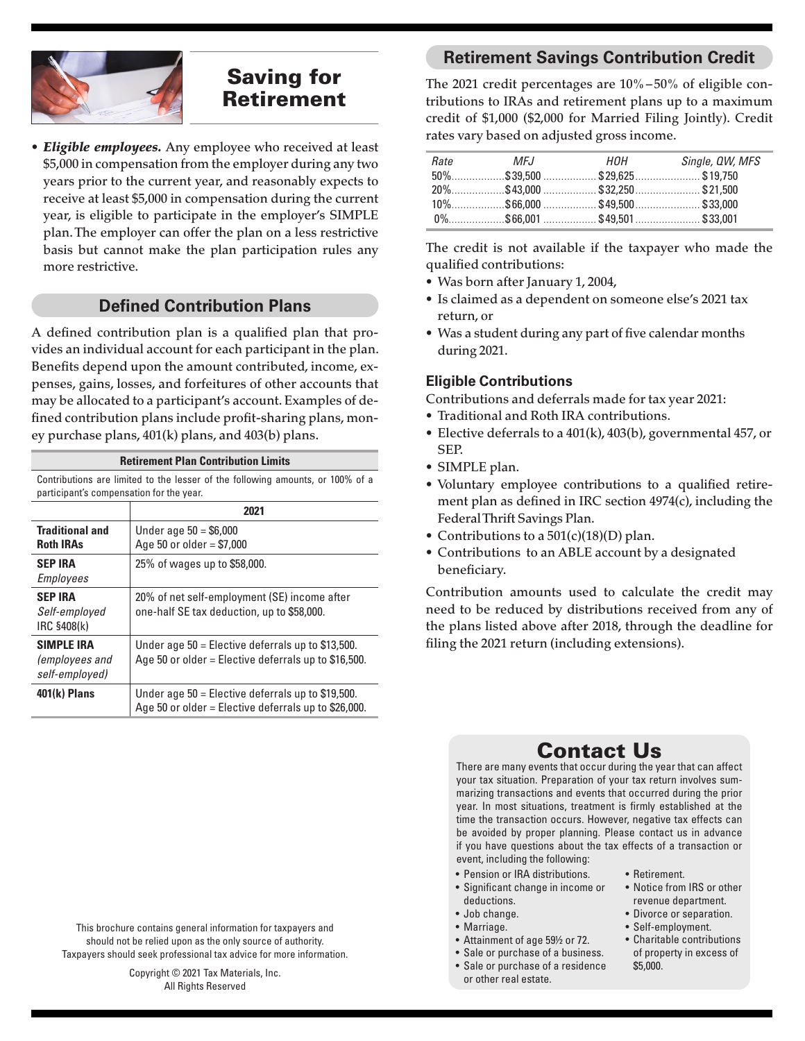# Saving for Retirement

- ***Eligible employees.*** Any employee who received at least $5,000 in compensation from the employer during any two years prior to the current year, and reasonably expects to receive at least $5,000 in compensation during the current year, is eligible to participate in the employer's SIMPLE plan. The employer can offer the plan on a less restrictive basis but cannot make the plan participation rules any more restrictive.

## Defined Contribution Plans

A defined contribution plan is a qualified plan that provides an individual account for each participant in the plan. Benefits depend upon the amount contributed, income, expenses, gains, losses, and forfeitures of other accounts that may be allocated to a participant's account. Examples of defined contribution plans include profit-sharing plans, money purchase plans, 401(k) plans, and 403(b) plans.

**Retirement Plan Contribution Limits**

Contributions are limited to the lesser of the following amounts, or 100% of a participant's compensation for the year.

| | 2021 |
|---|---|
| **Traditional and Roth IRAs** | Under age 50 = $6,000<br>Age 50 or older = $7,000 |
| **SEP IRA** *Employees* | 25% of wages up to $58,000. |
| **SEP IRA** *Self-employed* IRC §408(k) | 20% of net self-employment (SE) income after one-half SE tax deduction, up to $58,000. |
| **SIMPLE IRA** *(employees and self-employed)* | Under age 50 = Elective deferrals up to $13,500.<br>Age 50 or older = Elective deferrals up to $16,500. |
| **401(k) Plans** | Under age 50 = Elective deferrals up to $19,500.<br>Age 50 or older = Elective deferrals up to $26,000. |

This brochure contains general information for taxpayers and should not be relied upon as the only source of authority. Taxpayers should seek professional tax advice for more information.

Copyright © 2021 Tax Materials, Inc.
All Rights Reserved

## Retirement Savings Contribution Credit

The 2021 credit percentages are 10%–50% of eligible contributions to IRAs and retirement plans up to a maximum credit of $1,000 ($2,000 for Married Filing Jointly). Credit rates vary based on adjusted gross income.

| Rate | MFJ | HOH | Single, QW, MFS |
|---|---|---|---|
| 50% | $39,500 | $29,625 | $19,750 |
| 20% | $43,000 | $32,250 | $21,500 |
| 10% | $66,000 | $49,500 | $33,000 |
| 0% | $66,001 | $49,501 | $33,001 |

The credit is not available if the taxpayer who made the qualified contributions:

- Was born after January 1, 2004,
- Is claimed as a dependent on someone else's 2021 tax return, or
- Was a student during any part of five calendar months during 2021.

### Eligible Contributions

Contributions and deferrals made for tax year 2021:

- Traditional and Roth IRA contributions.
- Elective deferrals to a 401(k), 403(b), governmental 457, or SEP.
- SIMPLE plan.
- Voluntary employee contributions to a qualified retirement plan as defined in IRC section 4974(c), including the Federal Thrift Savings Plan.
- Contributions to a 501(c)(18)(D) plan.
- Contributions to an ABLE account by a designated beneficiary.

Contribution amounts used to calculate the credit may need to be reduced by distributions received from any of the plans listed above after 2018, through the deadline for filing the 2021 return (including extensions).

## Contact Us

There are many events that occur during the year that can affect your tax situation. Preparation of your tax return involves summarizing transactions and events that occurred during the prior year. In most situations, treatment is firmly established at the time the transaction occurs. However, negative tax effects can be avoided by proper planning. Please contact us in advance if you have questions about the tax effects of a transaction or event, including the following:

- Pension or IRA distributions.
- Significant change in income or deductions.
- Job change.
- Marriage.
- Attainment of age 59½ or 72.
- Sale or purchase of a business.
- Sale or purchase of a residence or other real estate.
- Retirement.
- Notice from IRS or other revenue department.
- Divorce or separation.
- Self-employment.
- Charitable contributions of property in excess of $5,000.